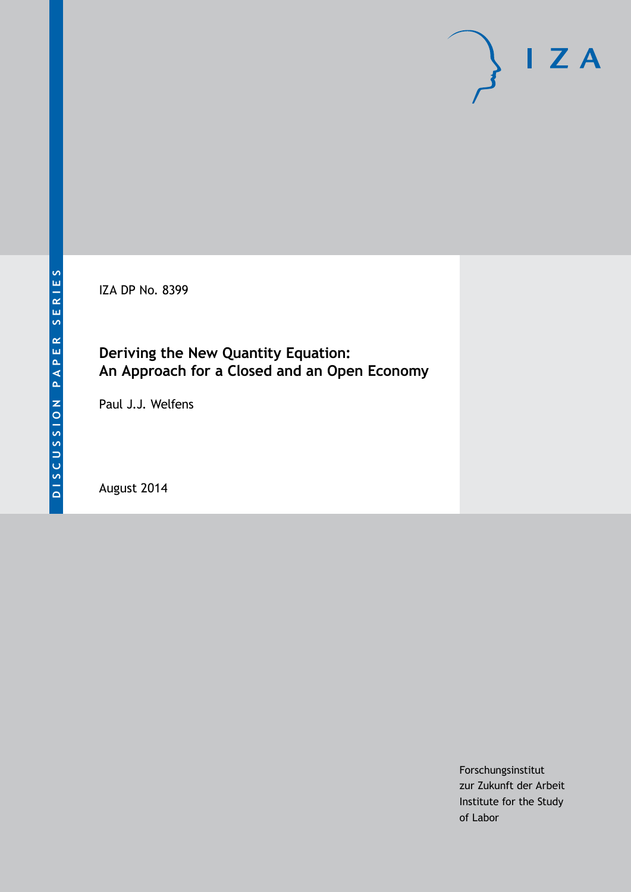DISCUSSION PAPER SERIES

IZA

IZA DP No. 8399

# Deriving the New Quantity Equation: An Approach for a Closed and an Open Economy

Paul J.J. Welfens

August 2014

Forschungsinstitut
zur Zukunft der Arbeit
Institute for the Study
of Labor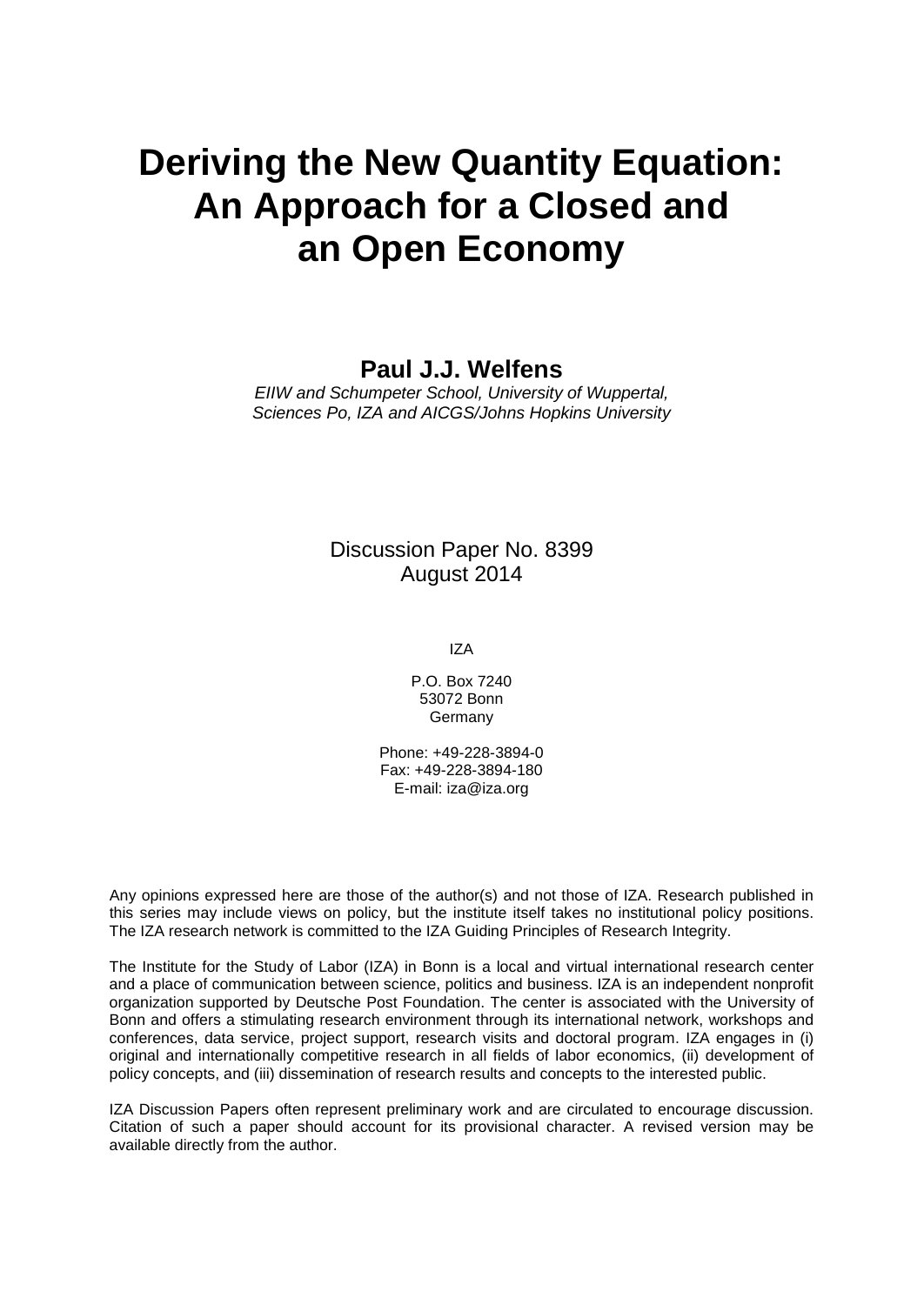# Deriving the New Quantity Equation: An Approach for a Closed and an Open Economy

**Paul J.J. Welfens**

*EIIW and Schumpeter School, University of Wuppertal, Sciences Po, IZA and AICGS/Johns Hopkins University*

Discussion Paper No. 8399
August 2014

IZA

P.O. Box 7240
53072 Bonn
Germany

Phone: +49-228-3894-0
Fax: +49-228-3894-180
E-mail: iza@iza.org

Any opinions expressed here are those of the author(s) and not those of IZA. Research published in this series may include views on policy, but the institute itself takes no institutional policy positions. The IZA research network is committed to the IZA Guiding Principles of Research Integrity.

The Institute for the Study of Labor (IZA) in Bonn is a local and virtual international research center and a place of communication between science, politics and business. IZA is an independent nonprofit organization supported by Deutsche Post Foundation. The center is associated with the University of Bonn and offers a stimulating research environment through its international network, workshops and conferences, data service, project support, research visits and doctoral program. IZA engages in (i) original and internationally competitive research in all fields of labor economics, (ii) development of policy concepts, and (iii) dissemination of research results and concepts to the interested public.

IZA Discussion Papers often represent preliminary work and are circulated to encourage discussion. Citation of such a paper should account for its provisional character. A revised version may be available directly from the author.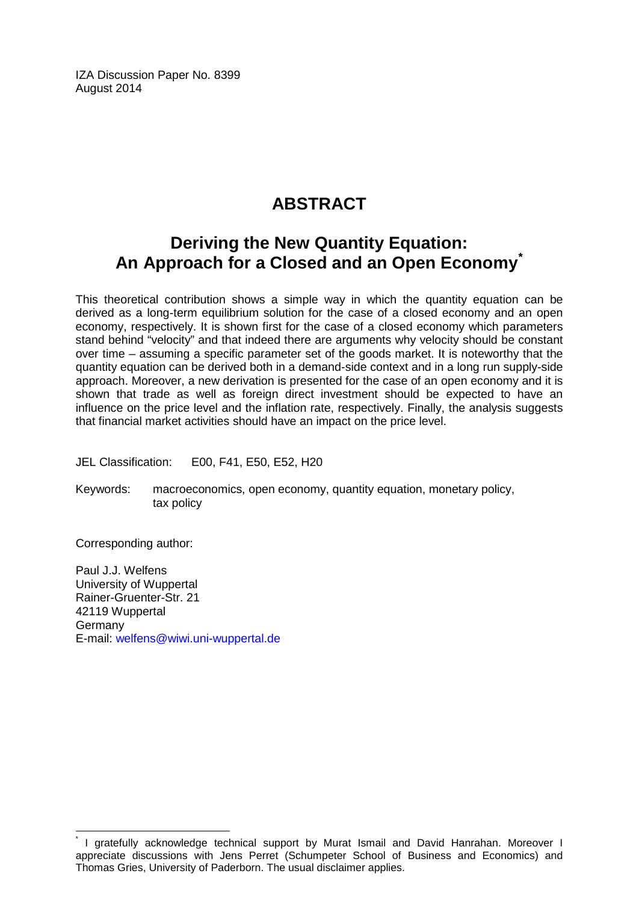IZA Discussion Paper No. 8399
August 2014

# ABSTRACT

## Deriving the New Quantity Equation: An Approach for a Closed and an Open Economy[*]

This theoretical contribution shows a simple way in which the quantity equation can be derived as a long-term equilibrium solution for the case of a closed economy and an open economy, respectively. It is shown first for the case of a closed economy which parameters stand behind "velocity" and that indeed there are arguments why velocity should be constant over time – assuming a specific parameter set of the goods market. It is noteworthy that the quantity equation can be derived both in a demand-side context and in a long run supply-side approach. Moreover, a new derivation is presented for the case of an open economy and it is shown that trade as well as foreign direct investment should be expected to have an influence on the price level and the inflation rate, respectively. Finally, the analysis suggests that financial market activities should have an impact on the price level.

JEL Classification: E00, F41, E50, E52, H20

Keywords: macroeconomics, open economy, quantity equation, monetary policy, tax policy

Corresponding author:

Paul J.J. Welfens
University of Wuppertal
Rainer-Gruenter-Str. 21
42119 Wuppertal
Germany
E-mail: welfens@wiwi.uni-wuppertal.de

[*] I gratefully acknowledge technical support by Murat Ismail and David Hanrahan. Moreover I appreciate discussions with Jens Perret (Schumpeter School of Business and Economics) and Thomas Gries, University of Paderborn. The usual disclaimer applies.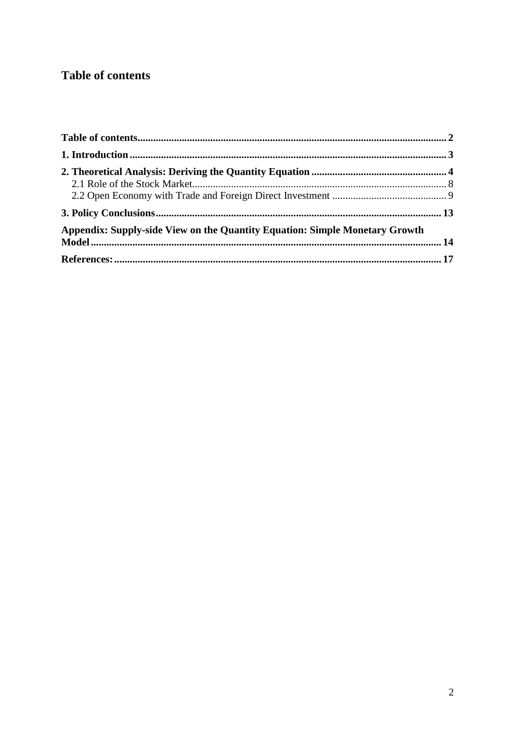# Table of contents

**Table of contents** .......... **2**

**1. Introduction** .......... **3**

**2. Theoretical Analysis: Deriving the Quantity Equation** .......... **4**

2.1 Role of the Stock Market .......... 8

2.2 Open Economy with Trade and Foreign Direct Investment .......... 9

**3. Policy Conclusions** .......... **13**

**Appendix: Supply-side View on the Quantity Equation: Simple Monetary Growth Model** .......... **14**

**References:** .......... **17**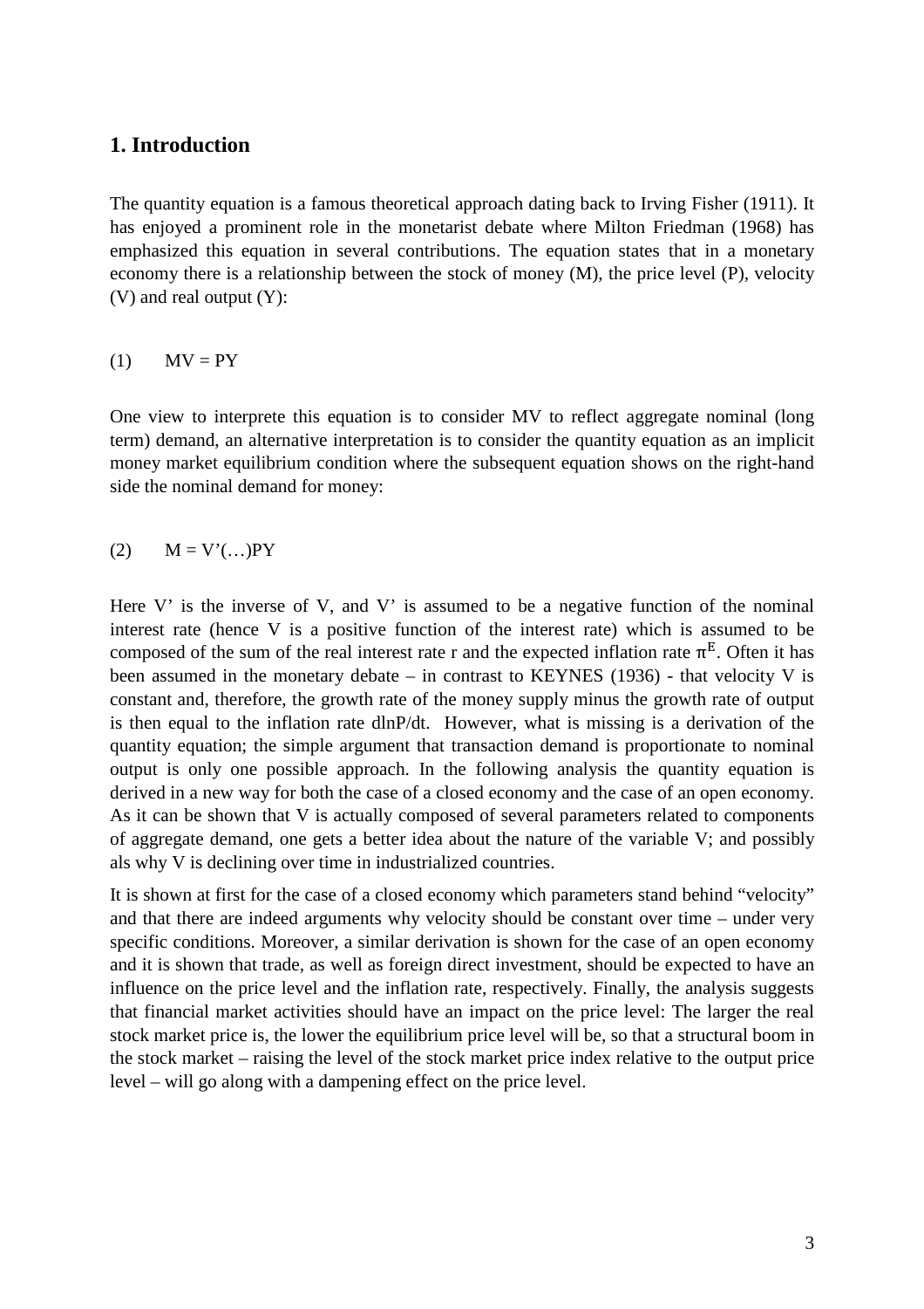## 1. Introduction

The quantity equation is a famous theoretical approach dating back to Irving Fisher (1911). It has enjoyed a prominent role in the monetarist debate where Milton Friedman (1968) has emphasized this equation in several contributions. The equation states that in a monetary economy there is a relationship between the stock of money (M), the price level (P), velocity (V) and real output (Y):

$$(1) \qquad MV = PY$$

One view to interprete this equation is to consider MV to reflect aggregate nominal (long term) demand, an alternative interpretation is to consider the quantity equation as an implicit money market equilibrium condition where the subsequent equation shows on the right-hand side the nominal demand for money:

$$(2) \qquad M = V'(\ldots)PY$$

Here V' is the inverse of V, and V' is assumed to be a negative function of the nominal interest rate (hence V is a positive function of the interest rate) which is assumed to be composed of the sum of the real interest rate r and the expected inflation rate $\pi^E$. Often it has been assumed in the monetary debate – in contrast to KEYNES (1936) - that velocity V is constant and, therefore, the growth rate of the money supply minus the growth rate of output is then equal to the inflation rate dlnP/dt. However, what is missing is a derivation of the quantity equation; the simple argument that transaction demand is proportionate to nominal output is only one possible approach. In the following analysis the quantity equation is derived in a new way for both the case of a closed economy and the case of an open economy. As it can be shown that V is actually composed of several parameters related to components of aggregate demand, one gets a better idea about the nature of the variable V; and possibly als why V is declining over time in industrialized countries.

It is shown at first for the case of a closed economy which parameters stand behind "velocity" and that there are indeed arguments why velocity should be constant over time – under very specific conditions. Moreover, a similar derivation is shown for the case of an open economy and it is shown that trade, as well as foreign direct investment, should be expected to have an influence on the price level and the inflation rate, respectively. Finally, the analysis suggests that financial market activities should have an impact on the price level: The larger the real stock market price is, the lower the equilibrium price level will be, so that a structural boom in the stock market – raising the level of the stock market price index relative to the output price level – will go along with a dampening effect on the price level.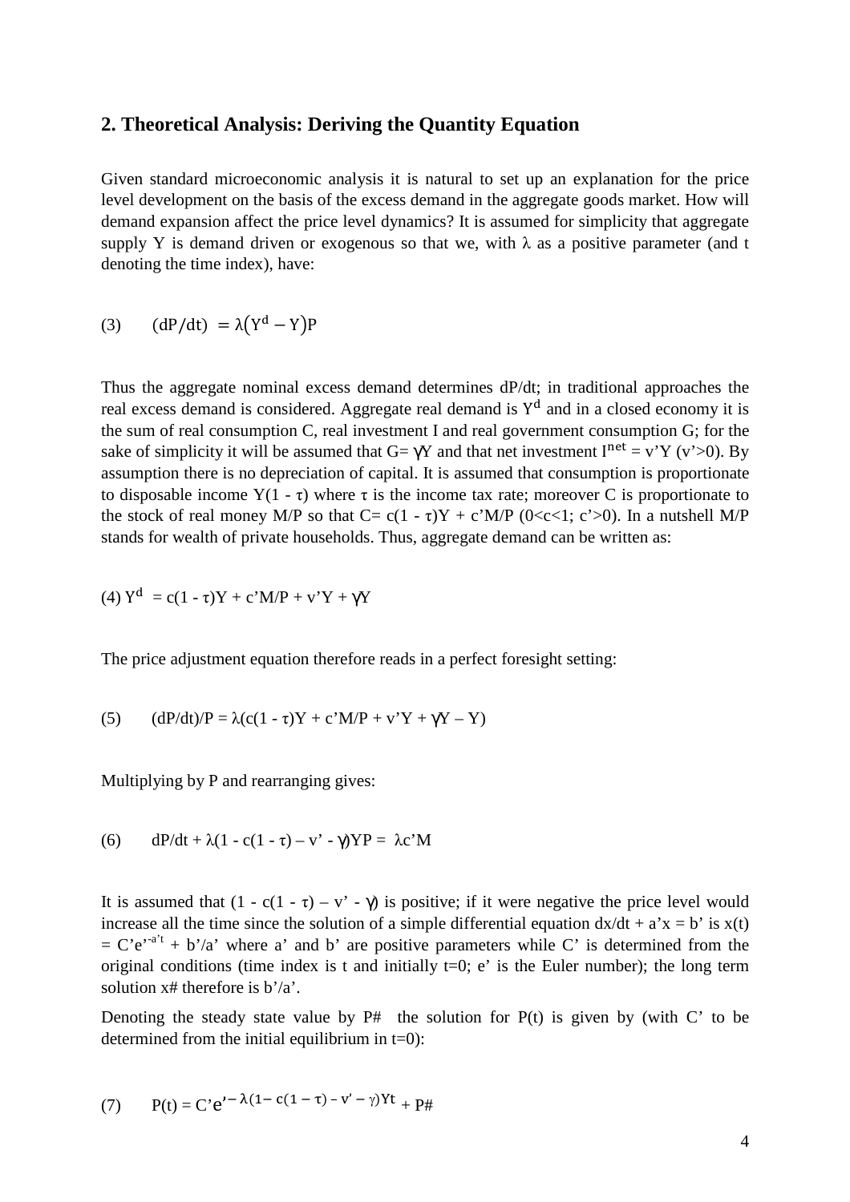## 2. Theoretical Analysis: Deriving the Quantity Equation

Given standard microeconomic analysis it is natural to set up an explanation for the price level development on the basis of the excess demand in the aggregate goods market. How will demand expansion affect the price level dynamics? It is assumed for simplicity that aggregate supply Y is demand driven or exogenous so that we, with $\lambda$ as a positive parameter (and t denoting the time index), have:

$$(3) \qquad (dP/dt) = \lambda\left(Y^d - Y\right)P$$

Thus the aggregate nominal excess demand determines dP/dt; in traditional approaches the real excess demand is considered. Aggregate real demand is $Y^d$ and in a closed economy it is the sum of real consumption C, real investment I and real government consumption G; for the sake of simplicity it will be assumed that $G = \gamma Y$ and that net investment $I^{net} = v'Y$ ($v'>0$). By assumption there is no depreciation of capital. It is assumed that consumption is proportionate to disposable income $Y(1 - \tau)$ where $\tau$ is the income tax rate; moreover C is proportionate to the stock of real money M/P so that $C = c(1 - \tau)Y + c'M/P$ ($0<c<1$; $c'>0$). In a nutshell M/P stands for wealth of private households. Thus, aggregate demand can be written as:

$$(4) \; Y^d = c(1 - \tau)Y + c'M/P + v'Y + \gamma Y$$

The price adjustment equation therefore reads in a perfect foresight setting:

$$(5) \qquad (dP/dt)/P = \lambda(c(1 - \tau)Y + c'M/P + v'Y + \gamma Y - Y)$$

Multiplying by P and rearranging gives:

$$(6) \qquad dP/dt + \lambda(1 - c(1 - \tau) - v' - \gamma)YP = \lambda c'M$$

It is assumed that $(1 - c(1 - \tau) - v' - \gamma)$ is positive; if it were negative the price level would increase all the time since the solution of a simple differential equation $dx/dt + a'x = b'$ is $x(t) = C'e'^{-a't} + b'/a'$ where a' and b' are positive parameters while C' is determined from the original conditions (time index is t and initially t=0; e' is the Euler number); the long term solution x# therefore is b'/a'.

Denoting the steady state value by P# the solution for P(t) is given by (with C' to be determined from the initial equilibrium in t=0):

$$(7) \qquad P(t) = C'e'^{-\lambda(1 - c(1 - \tau) - v' - \gamma)Yt} + P\#$$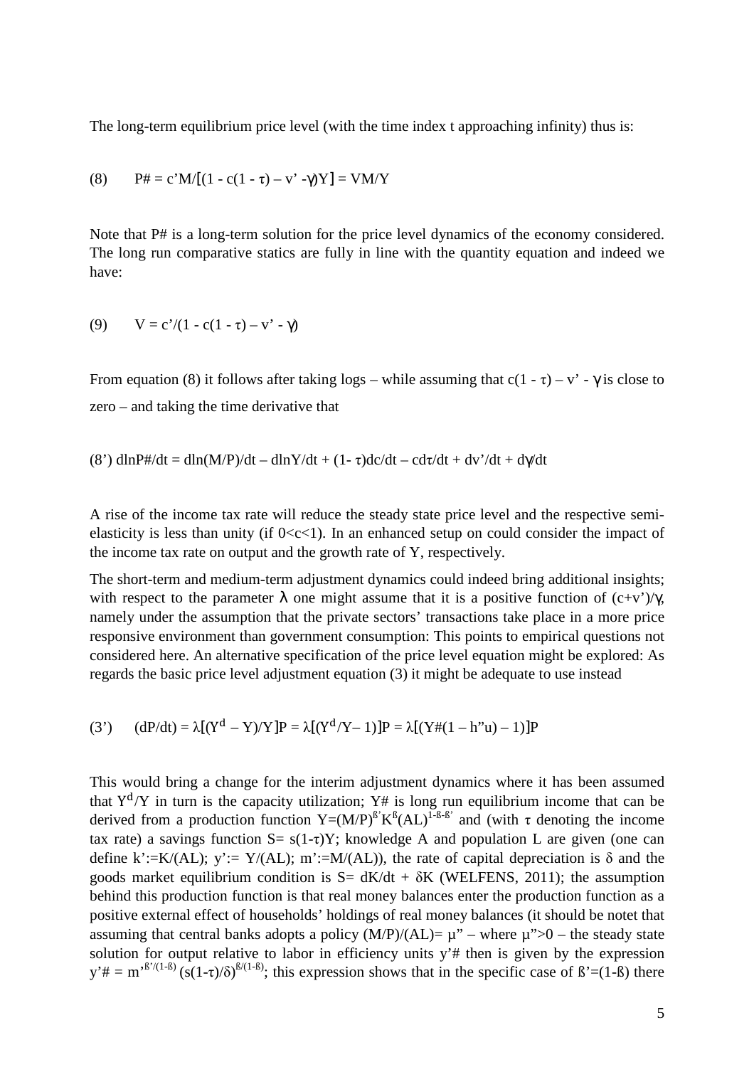The long-term equilibrium price level (with the time index t approaching infinity) thus is:

$$(8) \qquad P\# = c'M/[(1 - c(1 - \tau) - v' - \gamma)Y] = VM/Y$$

Note that P# is a long-term solution for the price level dynamics of the economy considered. The long run comparative statics are fully in line with the quantity equation and indeed we have:

$$(9) \qquad V = c'/(1 - c(1 - \tau) - v' - \gamma)$$

From equation (8) it follows after taking logs – while assuming that $c(1 - \tau) - v' - \gamma$ is close to zero – and taking the time derivative that

$$(8') \; d\ln P\#/dt = d\ln(M/P)/dt - d\ln Y/dt + (1 - \tau)dc/dt - c d\tau/dt + dv'/dt + d\gamma/dt$$

A rise of the income tax rate will reduce the steady state price level and the respective semi-elasticity is less than unity (if $0<c<1$). In an enhanced setup on could consider the impact of the income tax rate on output and the growth rate of Y, respectively.

The short-term and medium-term adjustment dynamics could indeed bring additional insights; with respect to the parameter $\lambda$ one might assume that it is a positive function of $(c+v')/\gamma$, namely under the assumption that the private sectors' transactions take place in a more price responsive environment than government consumption: This points to empirical questions not considered here. An alternative specification of the price level equation might be explored: As regards the basic price level adjustment equation (3) it might be adequate to use instead

$$(3') \qquad (dP/dt) = \lambda[(Y^d - Y)/Y]P = \lambda[(Y^d/Y - 1)]P = \lambda[(Y\#(1 - h''u) - 1)]P$$

This would bring a change for the interim adjustment dynamics where it has been assumed that $Y^d/Y$ in turn is the capacity utilization; Y# is long run equilibrium income that can be derived from a production function $Y=(M/P)^{ß'}K^{ß}(AL)^{1-ß-ß'}$ and (with $\tau$ denoting the income tax rate) a savings function $S= s(1-\tau)Y$; knowledge A and population L are given (one can define $k':=K/(AL)$; $y':= Y/(AL)$; $m':=M/(AL)$), the rate of capital depreciation is $\delta$ and the goods market equilibrium condition is $S= dK/dt + \delta K$ (WELFENS, 2011); the assumption behind this production function is that real money balances enter the production function as a positive external effect of households' holdings of real money balances (it should be notet that assuming that central banks adopts a policy $(M/P)/(AL)= \mu''$ – where $\mu''>0$ – the steady state solution for output relative to labor in efficiency units y'# then is given by the expression $y'\# = m'^{ß'/(1-ß)} (s(1-\tau)/\delta)^{ß/(1-ß)}$; this expression shows that in the specific case of $ß'=(1-ß)$ there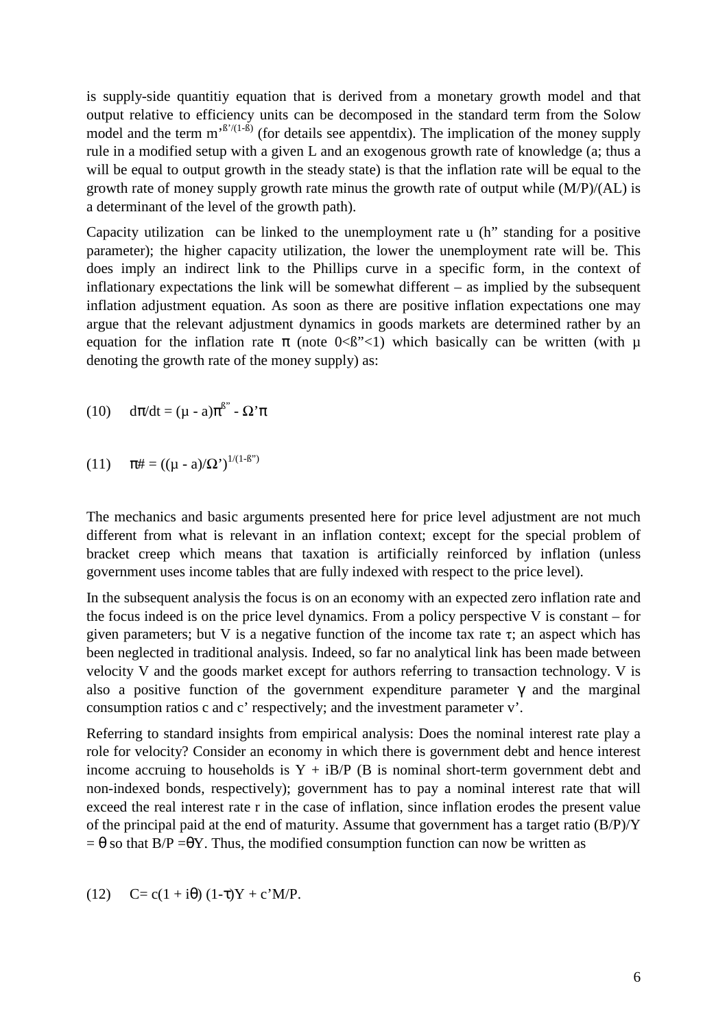is supply-side quantitiy equation that is derived from a monetary growth model and that output relative to efficiency units can be decomposed in the standard term from the Solow model and the term $m'^{ß'/(1-ß)}$ (for details see appentdix). The implication of the money supply rule in a modified setup with a given L and an exogenous growth rate of knowledge (a; thus a will be equal to output growth in the steady state) is that the inflation rate will be equal to the growth rate of money supply growth rate minus the growth rate of output while (M/P)/(AL) is a determinant of the level of the growth path).

Capacity utilization can be linked to the unemployment rate u (h" standing for a positive parameter); the higher capacity utilization, the lower the unemployment rate will be. This does imply an indirect link to the Phillips curve in a specific form, in the context of inflationary expectations the link will be somewhat different – as implied by the subsequent inflation adjustment equation. As soon as there are positive inflation expectations one may argue that the relevant adjustment dynamics in goods markets are determined rather by an equation for the inflation rate $\pi$ (note $0<ß"<1$) which basically can be written (with $\mu$ denoting the growth rate of the money supply) as:

$$(10) \quad d\pi/dt = (\mu - a)\pi^{ß"} - \Omega'\pi$$

$$(11) \quad \pi\# = ((\mu - a)/\Omega')^{1/(1-ß")}$$

The mechanics and basic arguments presented here for price level adjustment are not much different from what is relevant in an inflation context; except for the special problem of bracket creep which means that taxation is artificially reinforced by inflation (unless government uses income tables that are fully indexed with respect to the price level).

In the subsequent analysis the focus is on an economy with an expected zero inflation rate and the focus indeed is on the price level dynamics. From a policy perspective V is constant – for given parameters; but V is a negative function of the income tax rate $\tau$; an aspect which has been neglected in traditional analysis. Indeed, so far no analytical link has been made between velocity V and the goods market except for authors referring to transaction technology. V is also a positive function of the government expenditure parameter $\gamma$ and the marginal consumption ratios c and c' respectively; and the investment parameter v'.

Referring to standard insights from empirical analysis: Does the nominal interest rate play a role for velocity? Consider an economy in which there is government debt and hence interest income accruing to households is $Y + iB/P$ (B is nominal short-term government debt and non-indexed bonds, respectively); government has to pay a nominal interest rate that will exceed the real interest rate r in the case of inflation, since inflation erodes the present value of the principal paid at the end of maturity. Assume that government has a target ratio $(B/P)/Y = \theta$ so that $B/P = \theta Y$. Thus, the modified consumption function can now be written as

$$(12) \quad C = c(1 + i\theta)(1-\tau)Y + c'M/P.$$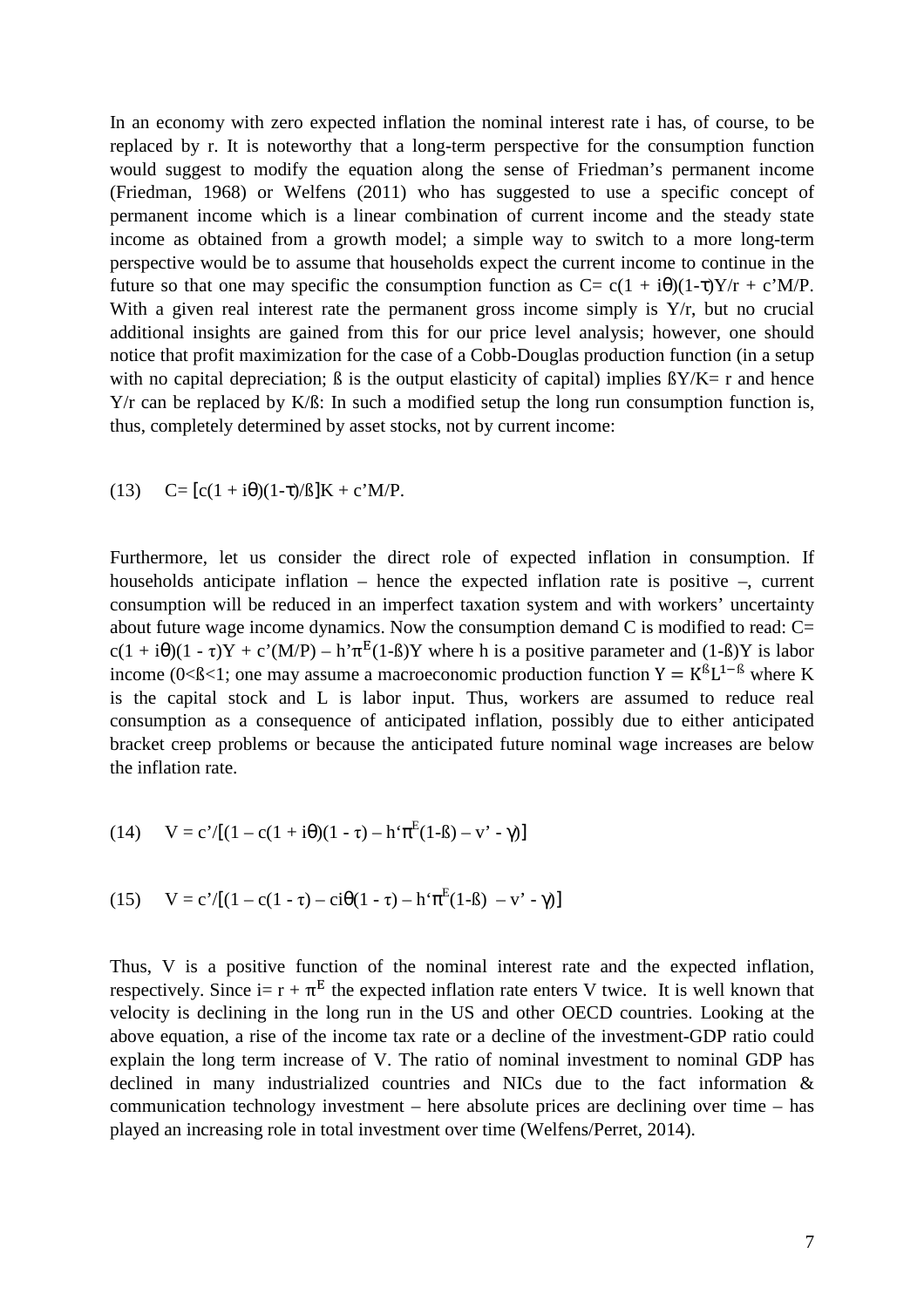In an economy with zero expected inflation the nominal interest rate i has, of course, to be replaced by r. It is noteworthy that a long-term perspective for the consumption function would suggest to modify the equation along the sense of Friedman's permanent income (Friedman, 1968) or Welfens (2011) who has suggested to use a specific concept of permanent income which is a linear combination of current income and the steady state income as obtained from a growth model; a simple way to switch to a more long-term perspective would be to assume that households expect the current income to continue in the future so that one may specific the consumption function as $C = c(1 + i\theta)(1-\tau)Y/r + c'M/P$. With a given real interest rate the permanent gross income simply is Y/r, but no crucial additional insights are gained from this for our price level analysis; however, one should notice that profit maximization for the case of a Cobb-Douglas production function (in a setup with no capital depreciation; ß is the output elasticity of capital) implies $ßY/K = r$ and hence Y/r can be replaced by K/ß: In such a modified setup the long run consumption function is, thus, completely determined by asset stocks, not by current income:

$$(13) \quad C = [c(1 + i\theta)(1-\tau)/ß]K + c'M/P.$$

Furthermore, let us consider the direct role of expected inflation in consumption. If households anticipate inflation – hence the expected inflation rate is positive –, current consumption will be reduced in an imperfect taxation system and with workers' uncertainty about future wage income dynamics. Now the consumption demand C is modified to read: $C = c(1 + i\theta)(1 - \tau)Y + c'(M/P) - h'\pi^E(1-ß)Y$ where h is a positive parameter and $(1-ß)Y$ is labor income ($0<ß<1$; one may assume a macroeconomic production function $Y = K^ß L^{1-ß}$ where K is the capital stock and L is labor input. Thus, workers are assumed to reduce real consumption as a consequence of anticipated inflation, possibly due to either anticipated bracket creep problems or because the anticipated future nominal wage increases are below the inflation rate.

$$(14) \quad V = c'/[(1 - c(1 + i\theta)(1 - \tau) - h'\pi^E(1-ß) - v' - \gamma)]$$

$$(15) \quad V = c'/[(1 - c(1 - \tau) - ci\theta(1 - \tau) - h'\pi^E(1-ß) - v' - \gamma)]$$

Thus, V is a positive function of the nominal interest rate and the expected inflation, respectively. Since $i = r + \pi^E$ the expected inflation rate enters V twice. It is well known that velocity is declining in the long run in the US and other OECD countries. Looking at the above equation, a rise of the income tax rate or a decline of the investment-GDP ratio could explain the long term increase of V. The ratio of nominal investment to nominal GDP has declined in many industrialized countries and NICs due to the fact information & communication technology investment – here absolute prices are declining over time – has played an increasing role in total investment over time (Welfens/Perret, 2014).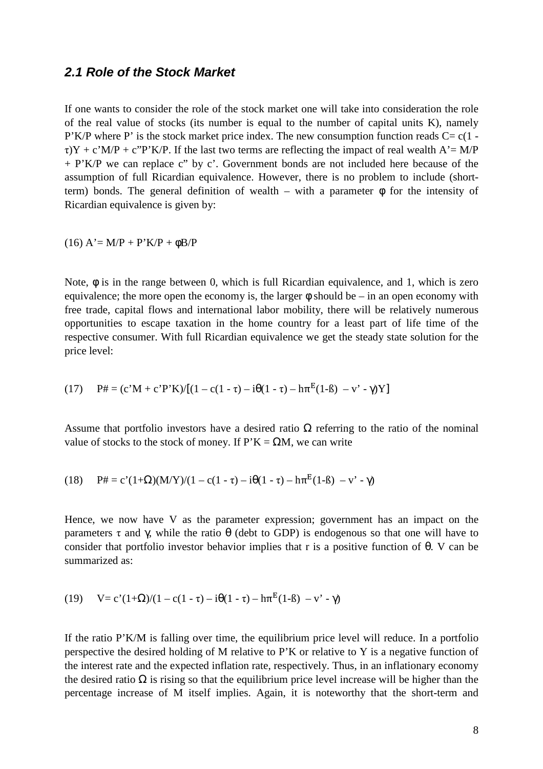### *2.1 Role of the Stock Market*

If one wants to consider the role of the stock market one will take into consideration the role of the real value of stocks (its number is equal to the number of capital units K), namely P'K/P where P' is the stock market price index. The new consumption function reads $C = c(1 - \tau)Y + c'M/P + c''P'K/P$. If the last two terms are reflecting the impact of real wealth $A' = M/P + P'K/P$ we can replace c" by c'. Government bonds are not included here because of the assumption of full Ricardian equivalence. However, there is no problem to include (short-term) bonds. The general definition of wealth – with a parameter $\phi$ for the intensity of Ricardian equivalence is given by:

$$(16)\ A' = M/P + P'K/P + \phi B/P$$

Note, $\phi$ is in the range between 0, which is full Ricardian equivalence, and 1, which is zero equivalence; the more open the economy is, the larger $\phi$ should be – in an open economy with free trade, capital flows and international labor mobility, there will be relatively numerous opportunities to escape taxation in the home country for a least part of life time of the respective consumer. With full Ricardian equivalence we get the steady state solution for the price level:

$$(17)\quad P\# = (c'M + c'P'K)/[(1 - c(1 - \tau) - i\theta(1 - \tau) - h\pi^E(1-ß) - v' - \gamma)Y]$$

Assume that portfolio investors have a desired ratio $\Omega$ referring to the ratio of the nominal value of stocks to the stock of money. If $P'K = \Omega M$, we can write

$$(18)\quad P\# = c'(1+\Omega)(M/Y)/(1 - c(1 - \tau) - i\theta(1 - \tau) - h\pi^E(1-ß) - v' - \gamma)$$

Hence, we now have V as the parameter expression; government has an impact on the parameters $\tau$ and $\gamma$, while the ratio $\theta$ (debt to GDP) is endogenous so that one will have to consider that portfolio investor behavior implies that r is a positive function of $\theta$. V can be summarized as:

$$(19)\quad V = c'(1+\Omega)/(1 - c(1 - \tau) - i\theta(1 - \tau) - h\pi^E(1-ß) - v' - \gamma)$$

If the ratio P'K/M is falling over time, the equilibrium price level will reduce. In a portfolio perspective the desired holding of M relative to P'K or relative to Y is a negative function of the interest rate and the expected inflation rate, respectively. Thus, in an inflationary economy the desired ratio $\Omega$ is rising so that the equilibrium price level increase will be higher than the percentage increase of M itself implies. Again, it is noteworthy that the short-term and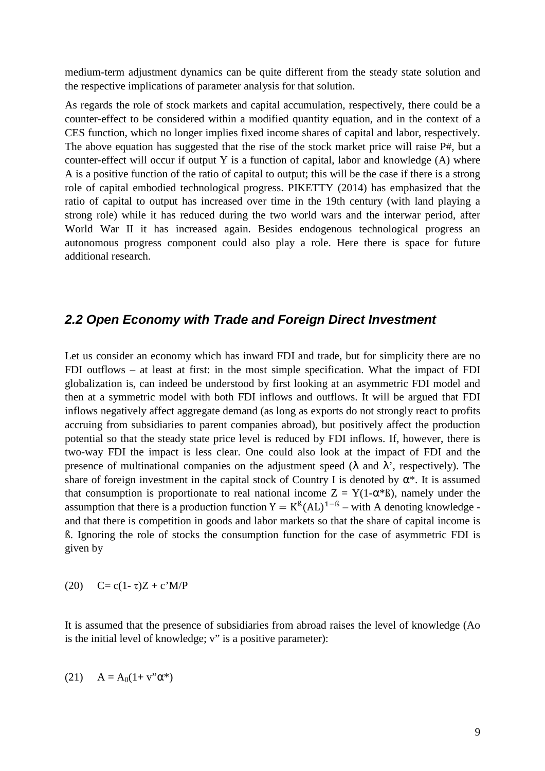medium-term adjustment dynamics can be quite different from the steady state solution and the respective implications of parameter analysis for that solution.

As regards the role of stock markets and capital accumulation, respectively, there could be a counter-effect to be considered within a modified quantity equation, and in the context of a CES function, which no longer implies fixed income shares of capital and labor, respectively. The above equation has suggested that the rise of the stock market price will raise P#, but a counter-effect will occur if output Y is a function of capital, labor and knowledge (A) where A is a positive function of the ratio of capital to output; this will be the case if there is a strong role of capital embodied technological progress. PIKETTY (2014) has emphasized that the ratio of capital to output has increased over time in the 19th century (with land playing a strong role) while it has reduced during the two world wars and the interwar period, after World War II it has increased again. Besides endogenous technological progress an autonomous progress component could also play a role. Here there is space for future additional research.

## *2.2 Open Economy with Trade and Foreign Direct Investment*

Let us consider an economy which has inward FDI and trade, but for simplicity there are no FDI outflows – at least at first: in the most simple specification. What the impact of FDI globalization is, can indeed be understood by first looking at an asymmetric FDI model and then at a symmetric model with both FDI inflows and outflows. It will be argued that FDI inflows negatively affect aggregate demand (as long as exports do not strongly react to profits accruing from subsidiaries to parent companies abroad), but positively affect the production potential so that the steady state price level is reduced by FDI inflows. If, however, there is two-way FDI the impact is less clear. One could also look at the impact of FDI and the presence of multinational companies on the adjustment speed ($\lambda$ and $\lambda$', respectively). The share of foreign investment in the capital stock of Country I is denoted by $\alpha$*. It is assumed that consumption is proportionate to real national income $Z = Y(1\text{-}\alpha^*ß)$, namely under the assumption that there is a production function $Y = K^{ß}(AL)^{1-ß}$ – with A denoting knowledge - and that there is competition in goods and labor markets so that the share of capital income is ß. Ignoring the role of stocks the consumption function for the case of asymmetric FDI is given by

(20) $\quad C= c(1\text{-} \tau)Z + c\text{'}M/P$

It is assumed that the presence of subsidiaries from abroad raises the level of knowledge (Ao is the initial level of knowledge; v" is a positive parameter):

(21) $\quad A = A_0(1+ v\text{"}\alpha^*)$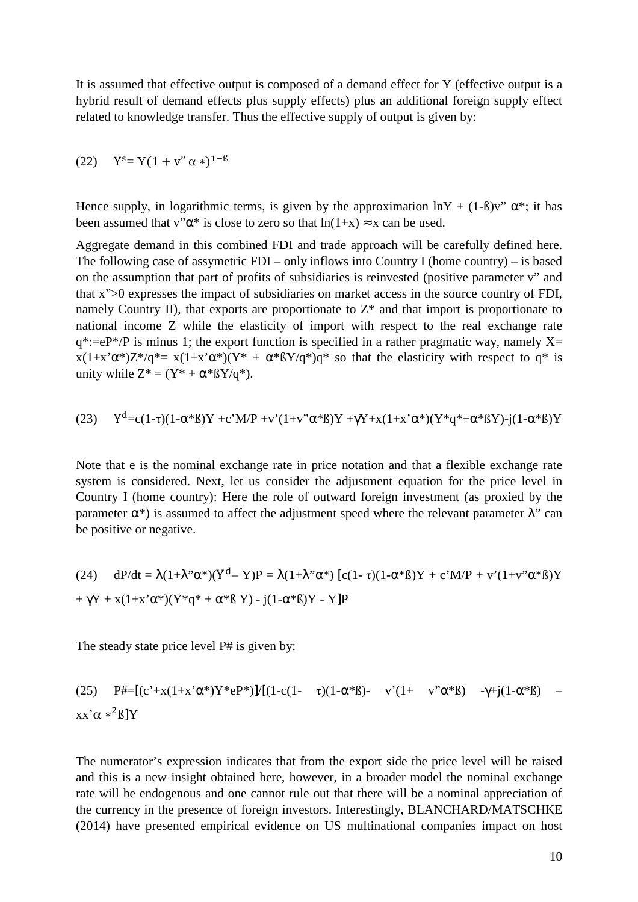It is assumed that effective output is composed of a demand effect for Y (effective output is a hybrid result of demand effects plus supply effects) plus an additional foreign supply effect related to knowledge transfer. Thus the effective supply of output is given by:

$$\text{(22)} \quad Y^s = Y(1 + v'' \alpha *)^{1-ß}$$

Hence supply, in logarithmic terms, is given by the approximation $\ln Y + (1-ß)v'' \alpha^*$; it has been assumed that $v''\alpha^*$ is close to zero so that $\ln(1+x) \approx x$ can be used.

Aggregate demand in this combined FDI and trade approach will be carefully defined here. The following case of assymetric FDI – only inflows into Country I (home country) – is based on the assumption that part of profits of subsidiaries is reinvested (positive parameter v" and that x">0 expresses the impact of subsidiaries on market access in the source country of FDI, namely Country II), that exports are proportionate to $Z^*$ and that import is proportionate to national income Z while the elasticity of import with respect to the real exchange rate $q^* := eP^*/P$ is minus 1; the export function is specified in a rather pragmatic way, namely $X = x(1+x'\alpha^*)Z^*/q^* = x(1+x'\alpha^*)(Y^* + \alpha^* ßY/q^*)q^*$ so that the elasticity with respect to $q^*$ is unity while $Z^* = (Y^* + \alpha^* ßY/q^*)$.

$$\text{(23)} \quad Y^d = c(1-\tau)(1-\alpha^* ß)Y + c'M/P + v'(1+v''\alpha^* ß)Y + \gamma Y + x(1+x'\alpha^*)(Y^* q^* + \alpha^* ßY) - j(1-\alpha^* ß)Y$$

Note that e is the nominal exchange rate in price notation and that a flexible exchange rate system is considered. Next, let us consider the adjustment equation for the price level in Country I (home country): Here the role of outward foreign investment (as proxied by the parameter $\alpha^*$) is assumed to affect the adjustment speed where the relevant parameter $\lambda''$ can be positive or negative.

$$\text{(24)} \quad dP/dt = \lambda(1+\lambda''\alpha^*)(Y^d - Y)P = \lambda(1+\lambda''\alpha^*) [c(1-\tau)(1-\alpha^* ß)Y + c'M/P + v'(1+v''\alpha^* ß)Y + \gamma Y + x(1+x'\alpha^*)(Y^* q^* + \alpha^* ß Y) - j(1-\alpha^* ß)Y - Y]P$$

The steady state price level P# is given by:

$$\text{(25)} \quad P\# = [(c' + x(1+x'\alpha^*)Y^* eP^*)]/[(1-c(1-\tau)(1-\alpha^* ß) - v'(1+v''\alpha^* ß) - \gamma + j(1-\alpha^* ß) - xx'\alpha *^2 ß]Y$$

The numerator's expression indicates that from the export side the price level will be raised and this is a new insight obtained here, however, in a broader model the nominal exchange rate will be endogenous and one cannot rule out that there will be a nominal appreciation of the currency in the presence of foreign investors. Interestingly, BLANCHARD/MATSCHKE (2014) have presented empirical evidence on US multinational companies impact on host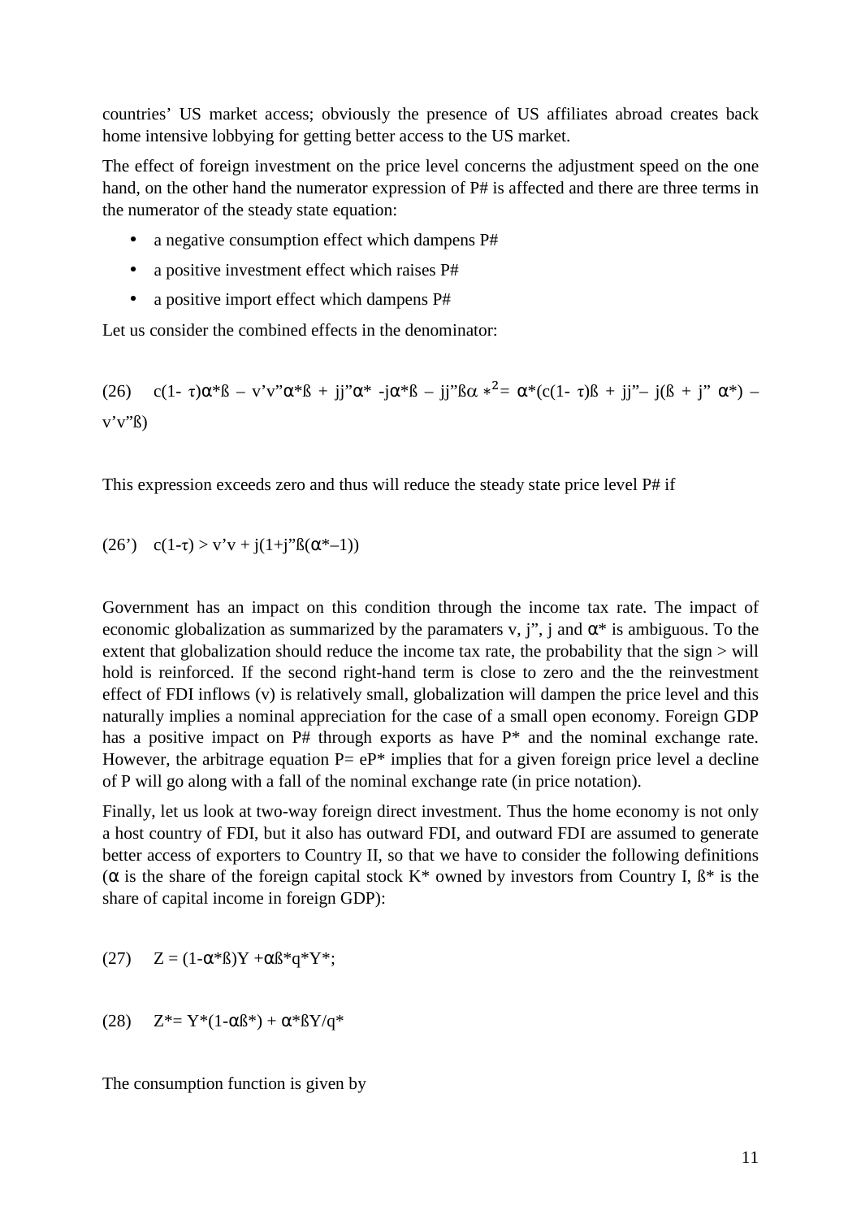countries' US market access; obviously the presence of US affiliates abroad creates back home intensive lobbying for getting better access to the US market.

The effect of foreign investment on the price level concerns the adjustment speed on the one hand, on the other hand the numerator expression of P# is affected and there are three terms in the numerator of the steady state equation:

- a negative consumption effect which dampens P#
- a positive investment effect which raises P#
- a positive import effect which dampens P#

Let us consider the combined effects in the denominator:

$$(26) \quad c(1-\tau)\alpha^*ß - v'v''\alpha^*ß + jj''\alpha^* - j\alpha^*ß - jj''ß\alpha^{*2} = \alpha^*(c(1-\tau)ß + jj'' - j(ß + j''\alpha^*) - v'v''ß)$$

This expression exceeds zero and thus will reduce the steady state price level P# if

$$(26') \quad c(1-\tau) > v'v + j(1+j''ß(\alpha^*-1))$$

Government has an impact on this condition through the income tax rate. The impact of economic globalization as summarized by the paramaters v, j'', j and $\alpha^*$ is ambiguous. To the extent that globalization should reduce the income tax rate, the probability that the sign > will hold is reinforced. If the second right-hand term is close to zero and the the reinvestment effect of FDI inflows (v) is relatively small, globalization will dampen the price level and this naturally implies a nominal appreciation for the case of a small open economy. Foreign GDP has a positive impact on P# through exports as have P* and the nominal exchange rate. However, the arbitrage equation $P = eP^*$ implies that for a given foreign price level a decline of P will go along with a fall of the nominal exchange rate (in price notation).

Finally, let us look at two-way foreign direct investment. Thus the home economy is not only a host country of FDI, but it also has outward FDI, and outward FDI are assumed to generate better access of exporters to Country II, so that we have to consider the following definitions ($\alpha$ is the share of the foreign capital stock K* owned by investors from Country I, ß* is the share of capital income in foreign GDP):

$$(27) \quad Z = (1-\alpha^*ß)Y + \alpha ß^* q^* Y^*;$$

$$(28) \quad Z^* = Y^*(1-\alpha ß^*) + \alpha^* ß Y/q^*$$

The consumption function is given by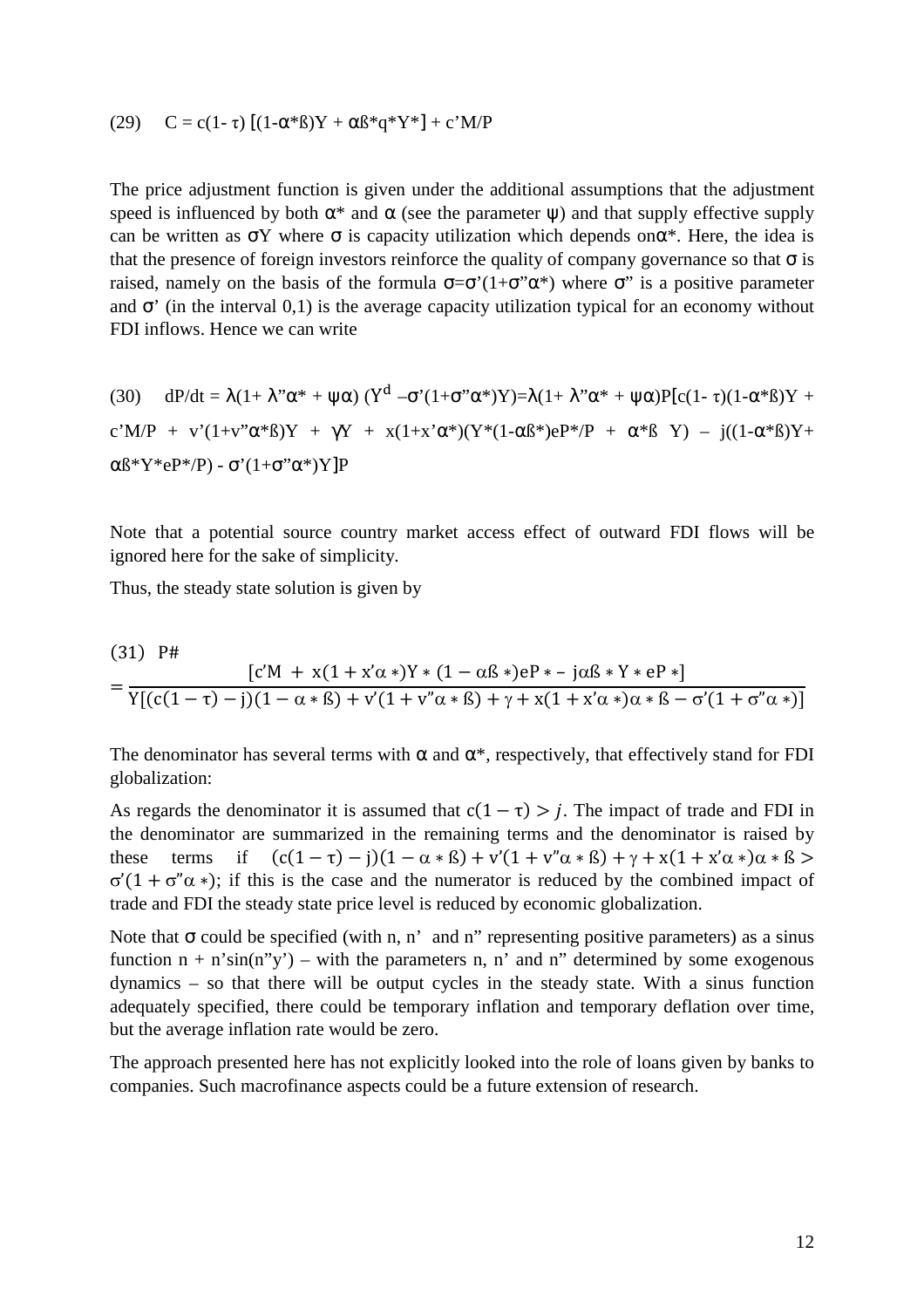$$\text{(29)} \quad C = c(1-\tau)\,[(1-\alpha^*ß)Y + \alpha ß^* q^* Y^*] + c'M/P$$

The price adjustment function is given under the additional assumptions that the adjustment speed is influenced by both $\alpha^*$ and $\alpha$ (see the parameter $\psi$) and that supply effective supply can be written as $\sigma Y$ where $\sigma$ is capacity utilization which depends on$\alpha^*$. Here, the idea is that the presence of foreign investors reinforce the quality of company governance so that $\sigma$ is raised, namely on the basis of the formula $\sigma = \sigma'(1+\sigma''\alpha^*)$ where $\sigma''$ is a positive parameter and $\sigma'$ (in the interval 0,1) is the average capacity utilization typical for an economy without FDI inflows. Hence we can write

$$\text{(30)} \quad dP/dt = \lambda(1+ \lambda''\alpha^* + \psi\alpha)\,(Y^d - \sigma'(1+\sigma''\alpha^*)Y) = \lambda(1+ \lambda''\alpha^* + \psi\alpha)P[c(1-\tau)(1-\alpha^*ß)Y + c'M/P + v'(1+v''\alpha^*ß)Y + \gamma Y + x(1+x'\alpha^*)(Y^*(1-\alpha ß^*)eP^*/P + \alpha^*ß\ Y) - j((1-\alpha^*ß)Y + \alpha ß^* Y^* eP^*/P) - \sigma'(1+\sigma''\alpha^*)Y]P$$

Note that a potential source country market access effect of outward FDI flows will be ignored here for the sake of simplicity.

Thus, the steady state solution is given by

$$\text{(31)} \quad P\# = \frac{[c'M + x(1+x'\alpha*)Y*(1-\alpha ß*)eP* - j\alpha ß*Y*eP*]}{Y[(c(1-\tau)-j)(1-\alpha*ß) + v'(1+v''\alpha*ß) + \gamma + x(1+x'\alpha*)\alpha*ß - \sigma'(1+\sigma''\alpha*)]}$$

The denominator has several terms with $\alpha$ and $\alpha^*$, respectively, that effectively stand for FDI globalization:

As regards the denominator it is assumed that $c(1-\tau) > j$. The impact of trade and FDI in the denominator are summarized in the remaining terms and the denominator is raised by these terms if $(c(1-\tau)-j)(1-\alpha*ß) + v'(1+v''\alpha*ß) + \gamma + x(1+x'\alpha*)\alpha*ß > \sigma'(1+\sigma''\alpha*)$; if this is the case and the numerator is reduced by the combined impact of trade and FDI the steady state price level is reduced by economic globalization.

Note that $\sigma$ could be specified (with n, n' and n" representing positive parameters) as a sinus function $n + n'\sin(n''y')$ – with the parameters n, n' and n" determined by some exogenous dynamics – so that there will be output cycles in the steady state. With a sinus function adequately specified, there could be temporary inflation and temporary deflation over time, but the average inflation rate would be zero.

The approach presented here has not explicitly looked into the role of loans given by banks to companies. Such macrofinance aspects could be a future extension of research.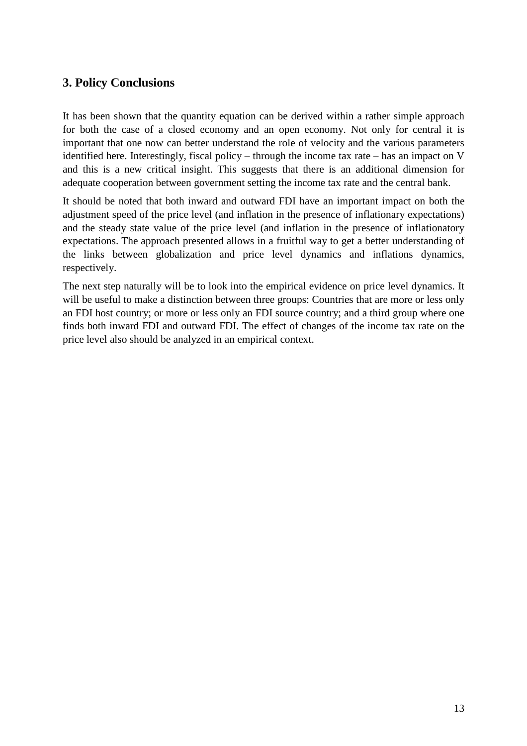## 3. Policy Conclusions

It has been shown that the quantity equation can be derived within a rather simple approach for both the case of a closed economy and an open economy. Not only for central it is important that one now can better understand the role of velocity and the various parameters identified here. Interestingly, fiscal policy – through the income tax rate – has an impact on V and this is a new critical insight. This suggests that there is an additional dimension for adequate cooperation between government setting the income tax rate and the central bank.

It should be noted that both inward and outward FDI have an important impact on both the adjustment speed of the price level (and inflation in the presence of inflationary expectations) and the steady state value of the price level (and inflation in the presence of inflationatory expectations. The approach presented allows in a fruitful way to get a better understanding of the links between globalization and price level dynamics and inflations dynamics, respectively.

The next step naturally will be to look into the empirical evidence on price level dynamics. It will be useful to make a distinction between three groups: Countries that are more or less only an FDI host country; or more or less only an FDI source country; and a third group where one finds both inward FDI and outward FDI. The effect of changes of the income tax rate on the price level also should be analyzed in an empirical context.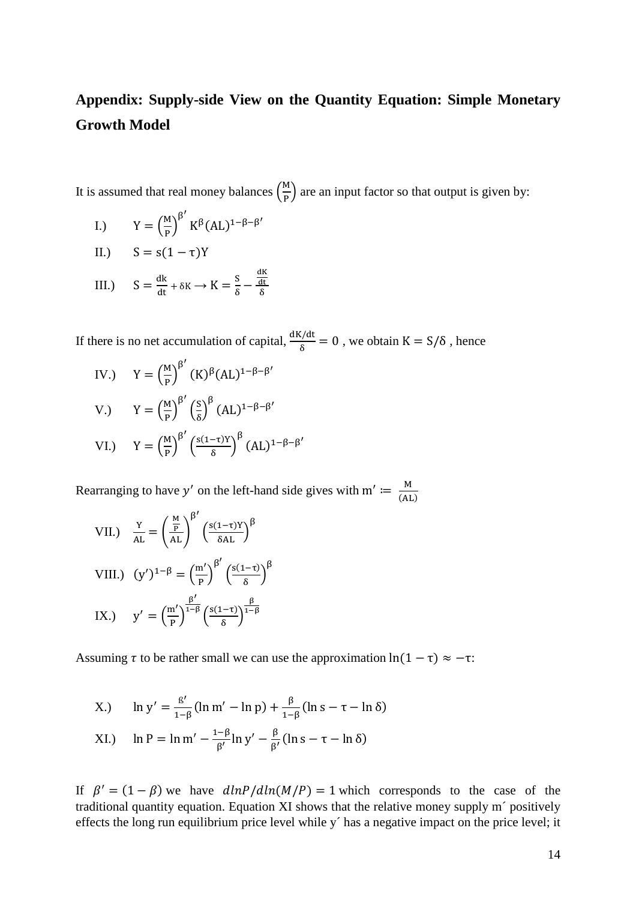## Appendix: Supply-side View on the Quantity Equation: Simple Monetary Growth Model

It is assumed that real money balances $\left(\frac{M}{P}\right)$ are an input factor so that output is given by:

I.) $\quad Y = \left(\frac{M}{P}\right)^{\beta'} K^{\beta} (AL)^{1-\beta-\beta'}$

II.) $\quad S = s(1-\tau)Y$

III.) $\quad S = \frac{dk}{dt} + \delta K \rightarrow K = \frac{S}{\delta} - \frac{\frac{dK}{dt}}{\delta}$

If there is no net accumulation of capital, $\frac{dK/dt}{\delta} = 0$ , we obtain $K = S/\delta$ , hence

IV.) $\quad Y = \left(\frac{M}{P}\right)^{\beta'} (K)^{\beta} (AL)^{1-\beta-\beta'}$

V.) $\quad Y = \left(\frac{M}{P}\right)^{\beta'} \left(\frac{S}{\delta}\right)^{\beta} (AL)^{1-\beta-\beta'}$

VI.) $\quad Y = \left(\frac{M}{P}\right)^{\beta'} \left(\frac{s(1-\tau)Y}{\delta}\right)^{\beta} (AL)^{1-\beta-\beta'}$

Rearranging to have $y'$ on the left-hand side gives with $m' := \frac{M}{(AL)}$

VII.) $\quad \frac{Y}{AL} = \left(\frac{\frac{M}{P}}{AL}\right)^{\beta'} \left(\frac{s(1-\tau)Y}{\delta AL}\right)^{\beta}$

VIII.) $\quad (y')^{1-\beta} = \left(\frac{m'}{P}\right)^{\beta'} \left(\frac{s(1-\tau)}{\delta}\right)^{\beta}$

IX.) $\quad y' = \left(\frac{m'}{P}\right)^{\frac{\beta'}{1-\beta}} \left(\frac{s(1-\tau)}{\delta}\right)^{\frac{\beta}{1-\beta}}$

Assuming $\tau$ to be rather small we can use the approximation $\ln(1-\tau) \approx -\tau$:

X.) $\quad \ln y' = \frac{\beta'}{1-\beta}(\ln m' - \ln p) + \frac{\beta}{1-\beta}(\ln s - \tau - \ln \delta)$

XI.) $\quad \ln P = \ln m' - \frac{1-\beta}{\beta'} \ln y' - \frac{\beta}{\beta'}(\ln s - \tau - \ln \delta)$

If $\beta' = (1-\beta)$ we have $d\ln P/d\ln(M/P) = 1$ which corresponds to the case of the traditional quantity equation. Equation XI shows that the relative money supply m´ positively effects the long run equilibrium price level while y´ has a negative impact on the price level; it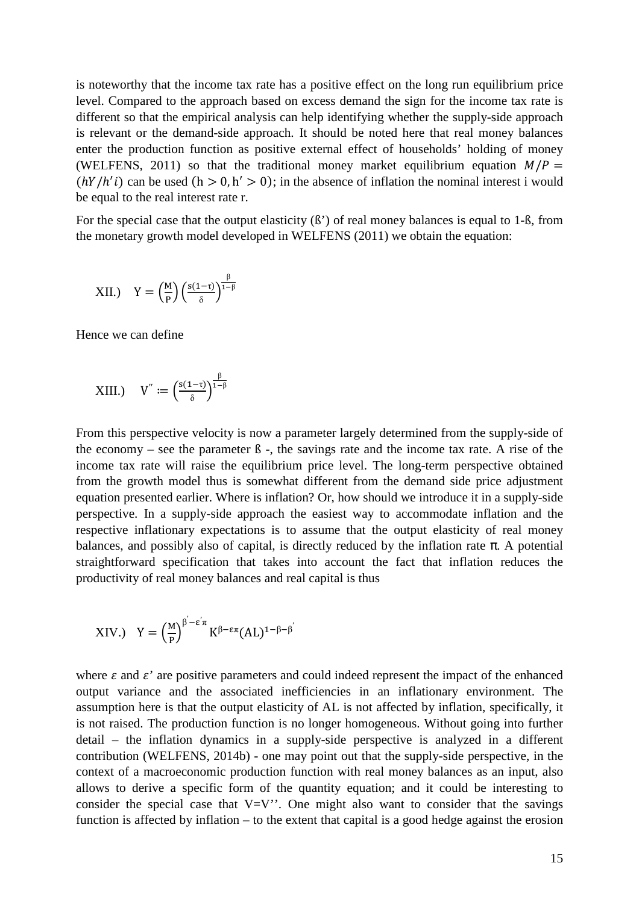is noteworthy that the income tax rate has a positive effect on the long run equilibrium price level. Compared to the approach based on excess demand the sign for the income tax rate is different so that the empirical analysis can help identifying whether the supply-side approach is relevant or the demand-side approach. It should be noted here that real money balances enter the production function as positive external effect of households' holding of money (WELFENS, 2011) so that the traditional money market equilibrium equation $M/P = (hY/h'i)$ can be used $(h > 0, h' > 0)$; in the absence of inflation the nominal interest i would be equal to the real interest rate r.

For the special case that the output elasticity (ß') of real money balances is equal to 1-ß, from the monetary growth model developed in WELFENS (2011) we obtain the equation:

$$\text{XII.)} \quad Y = \left(\frac{M}{P}\right)\left(\frac{s(1-\tau)}{\delta}\right)^{\frac{\beta}{1-\beta}}$$

Hence we can define

$$\text{XIII.)} \quad V'' := \left(\frac{s(1-\tau)}{\delta}\right)^{\frac{\beta}{1-\beta}}$$

From this perspective velocity is now a parameter largely determined from the supply-side of the economy – see the parameter ß -, the savings rate and the income tax rate. A rise of the income tax rate will raise the equilibrium price level. The long-term perspective obtained from the growth model thus is somewhat different from the demand side price adjustment equation presented earlier. Where is inflation? Or, how should we introduce it in a supply-side perspective. In a supply-side approach the easiest way to accommodate inflation and the respective inflationary expectations is to assume that the output elasticity of real money balances, and possibly also of capital, is directly reduced by the inflation rate π. A potential straightforward specification that takes into account the fact that inflation reduces the productivity of real money balances and real capital is thus

$$\text{XIV.)} \quad Y = \left(\frac{M}{P}\right)^{\beta' - \varepsilon' \pi} K^{\beta - \varepsilon \pi} (AL)^{1-\beta-\beta'}$$

where $\varepsilon$ and $\varepsilon$' are positive parameters and could indeed represent the impact of the enhanced output variance and the associated inefficiencies in an inflationary environment. The assumption here is that the output elasticity of AL is not affected by inflation, specifically, it is not raised. The production function is no longer homogeneous. Without going into further detail – the inflation dynamics in a supply-side perspective is analyzed in a different contribution (WELFENS, 2014b) - one may point out that the supply-side perspective, in the context of a macroeconomic production function with real money balances as an input, also allows to derive a specific form of the quantity equation; and it could be interesting to consider the special case that V=V''. One might also want to consider that the savings function is affected by inflation – to the extent that capital is a good hedge against the erosion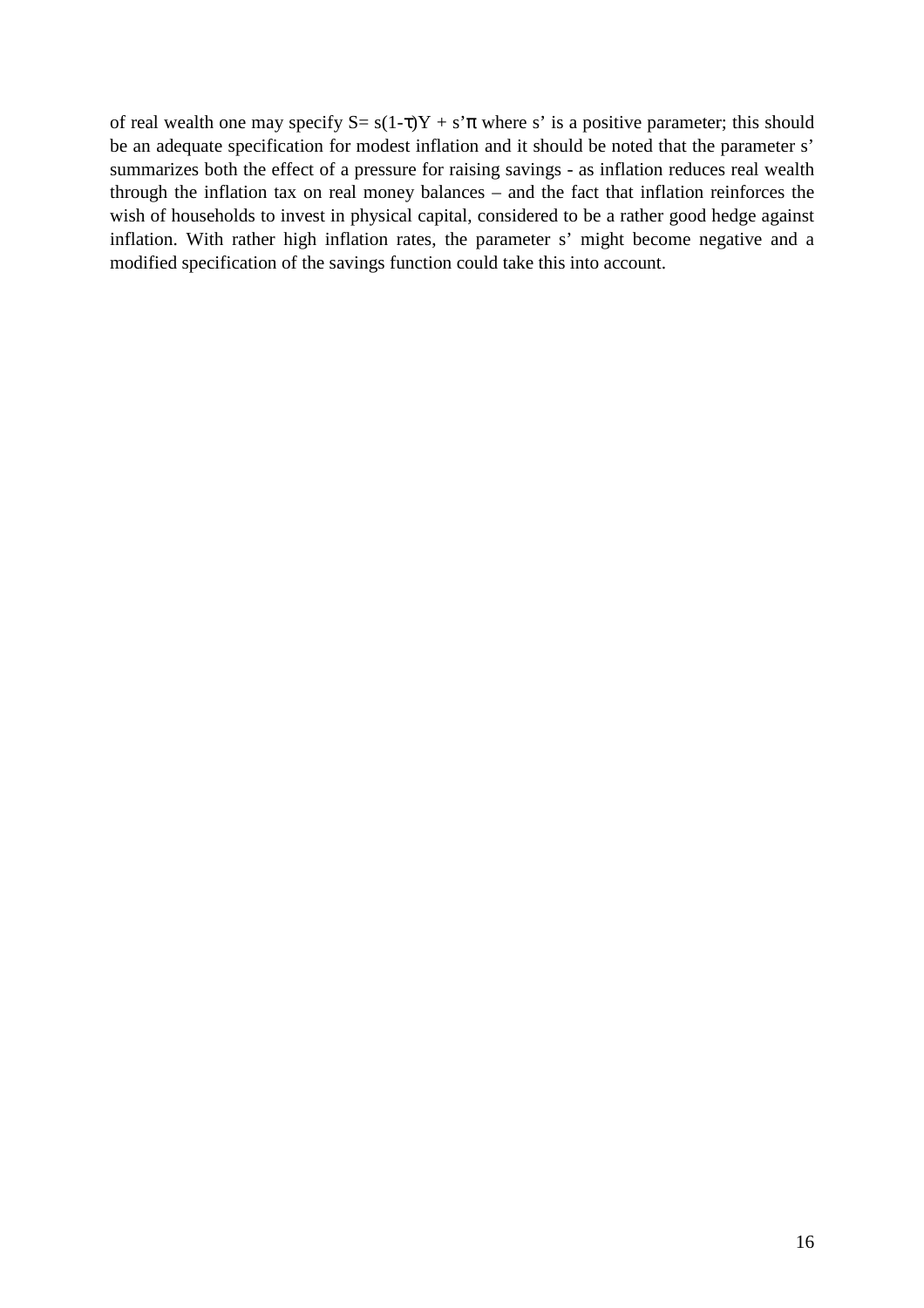of real wealth one may specify $S = s(1-\tau)Y + s'\pi$ where s' is a positive parameter; this should be an adequate specification for modest inflation and it should be noted that the parameter s' summarizes both the effect of a pressure for raising savings - as inflation reduces real wealth through the inflation tax on real money balances – and the fact that inflation reinforces the wish of households to invest in physical capital, considered to be a rather good hedge against inflation. With rather high inflation rates, the parameter s' might become negative and a modified specification of the savings function could take this into account.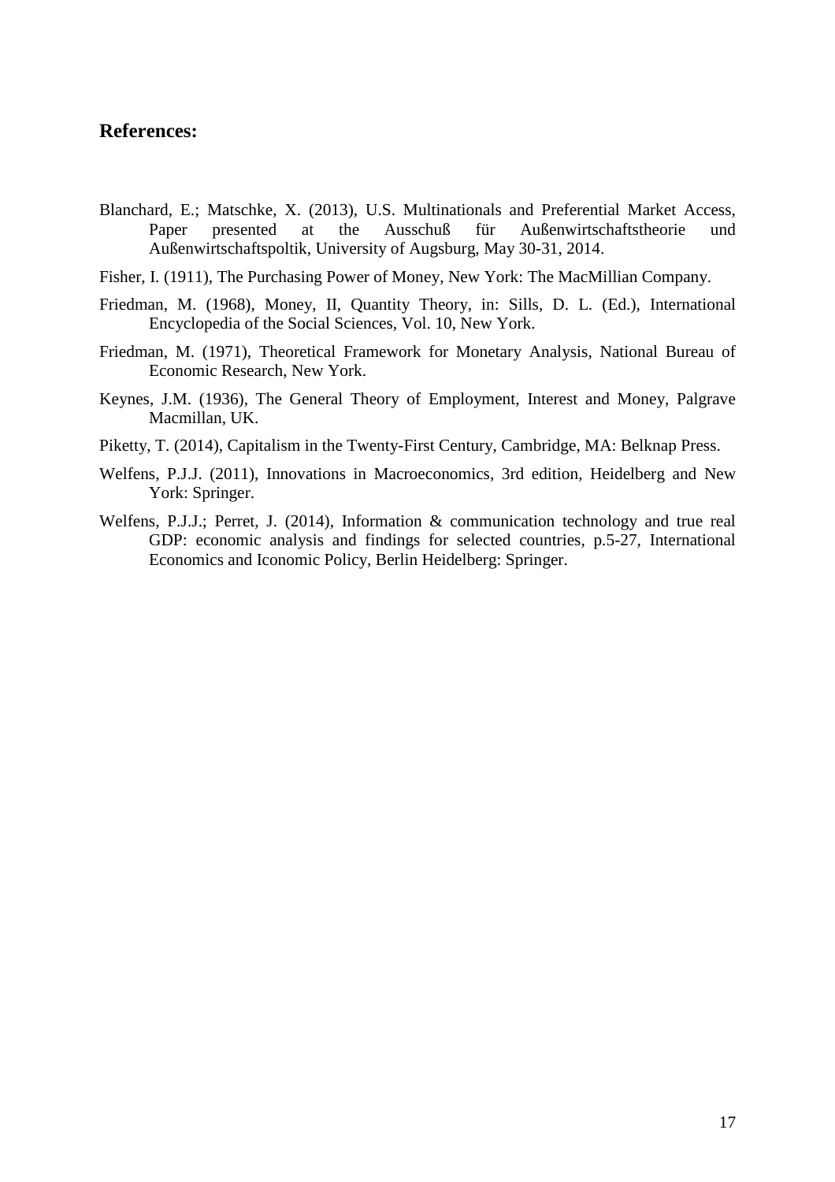## References:

Blanchard, E.; Matschke, X. (2013), U.S. Multinationals and Preferential Market Access, Paper presented at the Ausschuß für Außenwirtschaftstheorie und Außenwirtschaftspoltik, University of Augsburg, May 30-31, 2014.

Fisher, I. (1911), The Purchasing Power of Money, New York: The MacMillian Company.

Friedman, M. (1968), Money, II, Quantity Theory, in: Sills, D. L. (Ed.), International Encyclopedia of the Social Sciences, Vol. 10, New York.

Friedman, M. (1971), Theoretical Framework for Monetary Analysis, National Bureau of Economic Research, New York.

Keynes, J.M. (1936), The General Theory of Employment, Interest and Money, Palgrave Macmillan, UK.

Piketty, T. (2014), Capitalism in the Twenty-First Century, Cambridge, MA: Belknap Press.

Welfens, P.J.J. (2011), Innovations in Macroeconomics, 3rd edition, Heidelberg and New York: Springer.

Welfens, P.J.J.; Perret, J. (2014), Information & communication technology and true real GDP: economic analysis and findings for selected countries, p.5-27, International Economics and Iconomic Policy, Berlin Heidelberg: Springer.